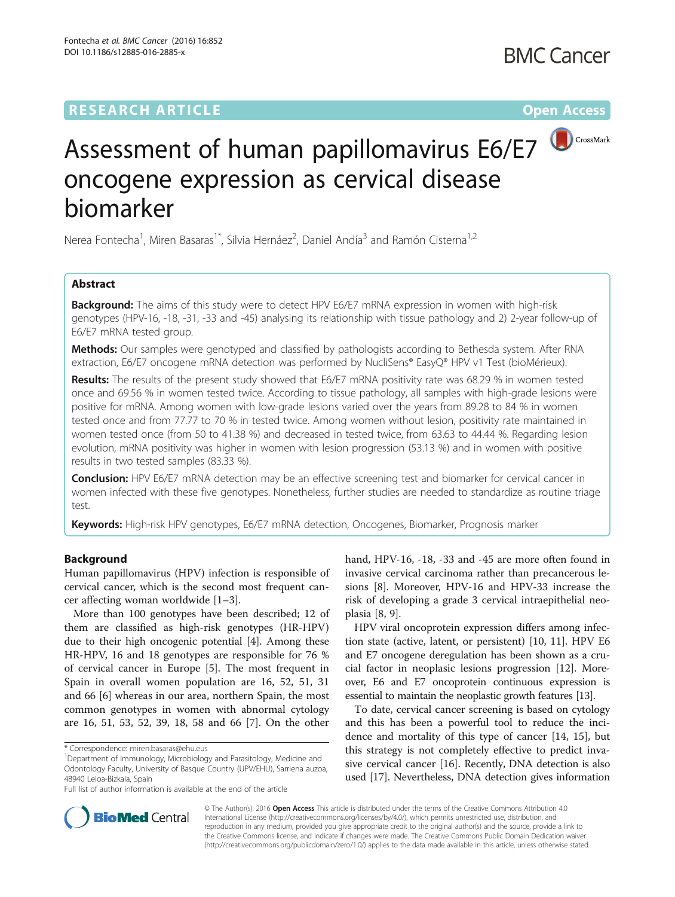RESEARCH ARTICLE

Open Access

# Assessment of human papillomavirus E6/E7 oncogene expression as cervical disease biomarker

Nerea Fontecha[1], Miren Basaras[1*], Silvia Hernáez[2], Daniel Andía[3] and Ramón Cisterna[1,2]

## Abstract

**Background:** The aims of this study were to detect HPV E6/E7 mRNA expression in women with high-risk genotypes (HPV-16, -18, -31, -33 and -45) analysing its relationship with tissue pathology and 2) 2-year follow-up of E6/E7 mRNA tested group.

**Methods:** Our samples were genotyped and classified by pathologists according to Bethesda system. After RNA extraction, E6/E7 oncogene mRNA detection was performed by NucliSens® EasyQ® HPV v1 Test (bioMérieux).

**Results:** The results of the present study showed that E6/E7 mRNA positivity rate was 68.29 % in women tested once and 69.56 % in women tested twice. According to tissue pathology, all samples with high-grade lesions were positive for mRNA. Among women with low-grade lesions varied over the years from 89.28 to 84 % in women tested once and from 77.77 to 70 % in tested twice. Among women without lesion, positivity rate maintained in women tested once (from 50 to 41.38 %) and decreased in tested twice, from 63.63 to 44.44 %. Regarding lesion evolution, mRNA positivity was higher in women with lesion progression (53.13 %) and in women with positive results in two tested samples (83.33 %).

**Conclusion:** HPV E6/E7 mRNA detection may be an effective screening test and biomarker for cervical cancer in women infected with these five genotypes. Nonetheless, further studies are needed to standardize as routine triage test.

**Keywords:** High-risk HPV genotypes, E6/E7 mRNA detection, Oncogenes, Biomarker, Prognosis marker

## Background

Human papillomavirus (HPV) infection is responsible of cervical cancer, which is the second most frequent cancer affecting woman worldwide [1–3].

More than 100 genotypes have been described; 12 of them are classified as high-risk genotypes (HR-HPV) due to their high oncogenic potential [4]. Among these HR-HPV, 16 and 18 genotypes are responsible for 76 % of cervical cancer in Europe [5]. The most frequent in Spain in overall women population are 16, 52, 51, 31 and 66 [6] whereas in our area, northern Spain, the most common genotypes in women with abnormal cytology are 16, 51, 53, 52, 39, 18, 58 and 66 [7]. On the other hand, HPV-16, -18, -33 and -45 are more often found in invasive cervical carcinoma rather than precancerous lesions [8]. Moreover, HPV-16 and HPV-33 increase the risk of developing a grade 3 cervical intraepithelial neoplasia [8, 9].

HPV viral oncoprotein expression differs among infection state (active, latent, or persistent) [10, 11]. HPV E6 and E7 oncogene deregulation has been shown as a crucial factor in neoplasic lesions progression [12]. Moreover, E6 and E7 oncoprotein continuous expression is essential to maintain the neoplastic growth features [13].

To date, cervical cancer screening is based on cytology and this has been a powerful tool to reduce the incidence and mortality of this type of cancer [14, 15], but this strategy is not completely effective to predict invasive cervical cancer [16]. Recently, DNA detection is also used [17]. Nevertheless, DNA detection gives information

* Correspondence: miren.basaras@ehu.eus
[1]Department of Immunology, Microbiology and Parasitology, Medicine and Odontology Faculty, University of Basque Country (UPV/EHU), Sarriena auzoa, 48940 Leioa-Bizkaia, Spain
Full list of author information is available at the end of the article

© The Author(s). 2016 **Open Access** This article is distributed under the terms of the Creative Commons Attribution 4.0 International License (http://creativecommons.org/licenses/by/4.0/), which permits unrestricted use, distribution, and reproduction in any medium, provided you give appropriate credit to the original author(s) and the source, provide a link to the Creative Commons license, and indicate if changes were made. The Creative Commons Public Domain Dedication waiver (http://creativecommons.org/publicdomain/zero/1.0/) applies to the data made available in this article, unless otherwise stated.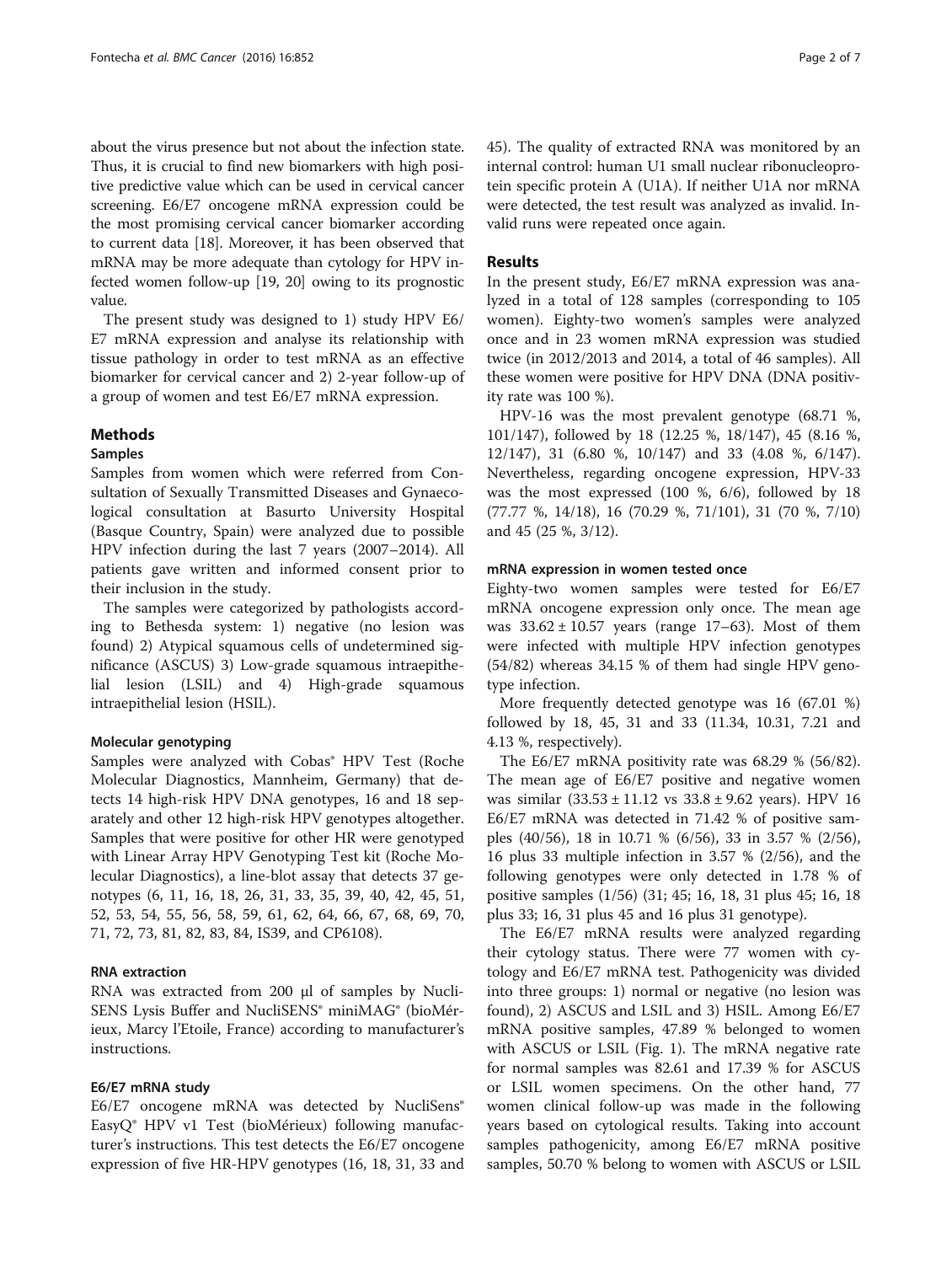about the virus presence but not about the infection state. Thus, it is crucial to find new biomarkers with high positive predictive value which can be used in cervical cancer screening. E6/E7 oncogene mRNA expression could be the most promising cervical cancer biomarker according to current data [18]. Moreover, it has been observed that mRNA may be more adequate than cytology for HPV infected women follow-up [19, 20] owing to its prognostic value.

The present study was designed to 1) study HPV E6/E7 mRNA expression and analyse its relationship with tissue pathology in order to test mRNA as an effective biomarker for cervical cancer and 2) 2-year follow-up of a group of women and test E6/E7 mRNA expression.

## Methods

### Samples

Samples from women which were referred from Consultation of Sexually Transmitted Diseases and Gynaecological consultation at Basurto University Hospital (Basque Country, Spain) were analyzed due to possible HPV infection during the last 7 years (2007–2014). All patients gave written and informed consent prior to their inclusion in the study.

The samples were categorized by pathologists according to Bethesda system: 1) negative (no lesion was found) 2) Atypical squamous cells of undetermined significance (ASCUS) 3) Low-grade squamous intraepithelial lesion (LSIL) and 4) High-grade squamous intraepithelial lesion (HSIL).

### Molecular genotyping

Samples were analyzed with Cobas® HPV Test (Roche Molecular Diagnostics, Mannheim, Germany) that detects 14 high-risk HPV DNA genotypes, 16 and 18 separately and other 12 high-risk HPV genotypes altogether. Samples that were positive for other HR were genotyped with Linear Array HPV Genotyping Test kit (Roche Molecular Diagnostics), a line-blot assay that detects 37 genotypes (6, 11, 16, 18, 26, 31, 33, 35, 39, 40, 42, 45, 51, 52, 53, 54, 55, 56, 58, 59, 61, 62, 64, 66, 67, 68, 69, 70, 71, 72, 73, 81, 82, 83, 84, IS39, and CP6108).

### RNA extraction

RNA was extracted from 200 μl of samples by NucliSENS Lysis Buffer and NucliSENS® miniMAG® (bioMérieux, Marcy l'Etoile, France) according to manufacturer's instructions.

### E6/E7 mRNA study

E6/E7 oncogene mRNA was detected by NucliSens® EasyQ® HPV v1 Test (bioMérieux) following manufacturer's instructions. This test detects the E6/E7 oncogene expression of five HR-HPV genotypes (16, 18, 31, 33 and 45). The quality of extracted RNA was monitored by an internal control: human U1 small nuclear ribonucleoprotein specific protein A (U1A). If neither U1A nor mRNA were detected, the test result was analyzed as invalid. Invalid runs were repeated once again.

## Results

In the present study, E6/E7 mRNA expression was analyzed in a total of 128 samples (corresponding to 105 women). Eighty-two women's samples were analyzed once and in 23 women mRNA expression was studied twice (in 2012/2013 and 2014, a total of 46 samples). All these women were positive for HPV DNA (DNA positivity rate was 100 %).

HPV-16 was the most prevalent genotype (68.71 %, 101/147), followed by 18 (12.25 %, 18/147), 45 (8.16 %, 12/147), 31 (6.80 %, 10/147) and 33 (4.08 %, 6/147). Nevertheless, regarding oncogene expression, HPV-33 was the most expressed (100 %, 6/6), followed by 18 (77.77 %, 14/18), 16 (70.29 %, 71/101), 31 (70 %, 7/10) and 45 (25 %, 3/12).

### mRNA expression in women tested once

Eighty-two women samples were tested for E6/E7 mRNA oncogene expression only once. The mean age was $33.62 \pm 10.57$ years (range 17–63). Most of them were infected with multiple HPV infection genotypes (54/82) whereas 34.15 % of them had single HPV genotype infection.

More frequently detected genotype was 16 (67.01 %) followed by 18, 45, 31 and 33 (11.34, 10.31, 7.21 and 4.13 %, respectively).

The E6/E7 mRNA positivity rate was 68.29 % (56/82). The mean age of E6/E7 positive and negative women was similar ($33.53 \pm 11.12$ vs $33.8 \pm 9.62$ years). HPV 16 E6/E7 mRNA was detected in 71.42 % of positive samples (40/56), 18 in 10.71 % (6/56), 33 in 3.57 % (2/56), 16 plus 33 multiple infection in 3.57 % (2/56), and the following genotypes were only detected in 1.78 % of positive samples (1/56) (31; 45; 16, 18, 31 plus 45; 16, 18 plus 33; 16, 31 plus 45 and 16 plus 31 genotype).

The E6/E7 mRNA results were analyzed regarding their cytology status. There were 77 women with cytology and E6/E7 mRNA test. Pathogenicity was divided into three groups: 1) normal or negative (no lesion was found), 2) ASCUS and LSIL and 3) HSIL. Among E6/E7 mRNA positive samples, 47.89 % belonged to women with ASCUS or LSIL (Fig. 1). The mRNA negative rate for normal samples was 82.61 and 17.39 % for ASCUS or LSIL women specimens. On the other hand, 77 women clinical follow-up was made in the following years based on cytological results. Taking into account samples pathogenicity, among E6/E7 mRNA positive samples, 50.70 % belong to women with ASCUS or LSIL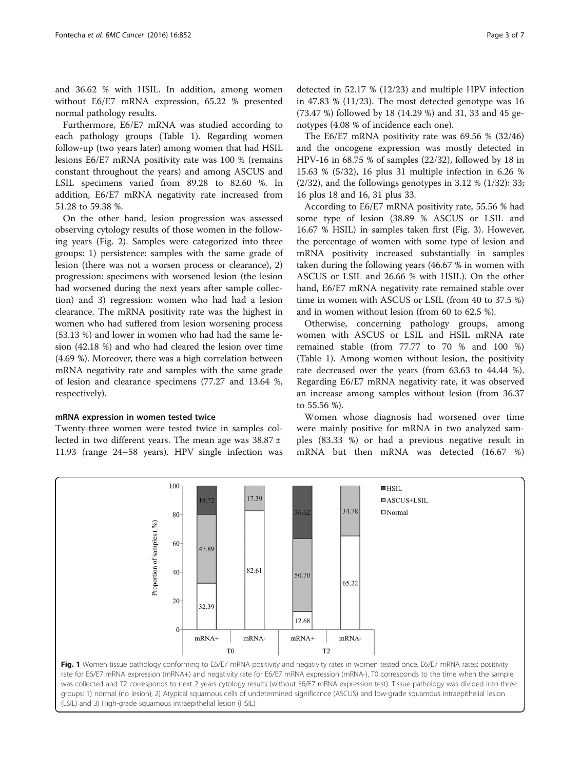and 36.62 % with HSIL. In addition, among women without E6/E7 mRNA expression, 65.22 % presented normal pathology results.

Furthermore, E6/E7 mRNA was studied according to each pathology groups (Table 1). Regarding women follow-up (two years later) among women that had HSIL lesions E6/E7 mRNA positivity rate was 100 % (remains constant throughout the years) and among ASCUS and LSIL specimens varied from 89.28 to 82.60 %. In addition, E6/E7 mRNA negativity rate increased from 51.28 to 59.38 %.

On the other hand, lesion progression was assessed observing cytology results of those women in the following years (Fig. 2). Samples were categorized into three groups: 1) persistence: samples with the same grade of lesion (there was not a worsen process or clearance), 2) progression: specimens with worsened lesion (the lesion had worsened during the next years after sample collection) and 3) regression: women who had had a lesion clearance. The mRNA positivity rate was the highest in women who had suffered from lesion worsening process (53.13 %) and lower in women who had had the same lesion (42.18 %) and who had cleared the lesion over time (4.69 %). Moreover, there was a high correlation between mRNA negativity rate and samples with the same grade of lesion and clearance specimens (77.27 and 13.64 %, respectively).

#### mRNA expression in women tested twice

Twenty-three women were tested twice in samples collected in two different years. The mean age was 38.87 ± 11.93 (range 24–58 years). HPV single infection was detected in 52.17 % (12/23) and multiple HPV infection in 47.83 % (11/23). The most detected genotype was 16 (73.47 %) followed by 18 (14.29 %) and 31, 33 and 45 genotypes (4.08 % of incidence each one).

The E6/E7 mRNA positivity rate was 69.56 % (32/46) and the oncogene expression was mostly detected in HPV-16 in 68.75 % of samples (22/32), followed by 18 in 15.63 % (5/32), 16 plus 31 multiple infection in 6.26 % (2/32), and the followings genotypes in 3.12 % (1/32): 33; 16 plus 18 and 16, 31 plus 33.

According to E6/E7 mRNA positivity rate, 55.56 % had some type of lesion (38.89 % ASCUS or LSIL and 16.67 % HSIL) in samples taken first (Fig. 3). However, the percentage of women with some type of lesion and mRNA positivity increased substantially in samples taken during the following years (46.67 % in women with ASCUS or LSIL and 26.66 % with HSIL). On the other hand, E6/E7 mRNA negativity rate remained stable over time in women with ASCUS or LSIL (from 40 to 37.5 %) and in women without lesion (from 60 to 62.5 %).

Otherwise, concerning pathology groups, among women with ASCUS or LSIL and HSIL mRNA rate remained stable (from 77.77 to 70 % and 100 %) (Table 1). Among women without lesion, the positivity rate decreased over the years (from 63.63 to 44.44 %). Regarding E6/E7 mRNA negativity rate, it was observed an increase among samples without lesion (from 36.37 to 55.56 %).

Women whose diagnosis had worsened over time were mainly positive for mRNA in two analyzed samples (83.33 %) or had a previous negative result in mRNA but then mRNA was detected (16.67 %)

**Fig. 1** Women tissue pathology conforming to E6/E7 mRNA positivity and negativity rates in women tested once. E6/E7 mRNA rates: positivity rate for E6/E7 mRNA expression (mRNA+) and negativity rate for E6/E7 mRNA expression (mRNA-). T0 corresponds to the time when the sample was collected and T2 corresponds to next 2 years cytology results (without E6/E7 mRNA expression test). Tissue pathology was divided into three groups: 1) normal (no lesion), 2) Atypical squamous cells of undetermined significance (ASCUS) and low-grade squamous intraepithelial lesion (LSIL) and 3) High-grade squamous intraepithelial lesion (HSIL)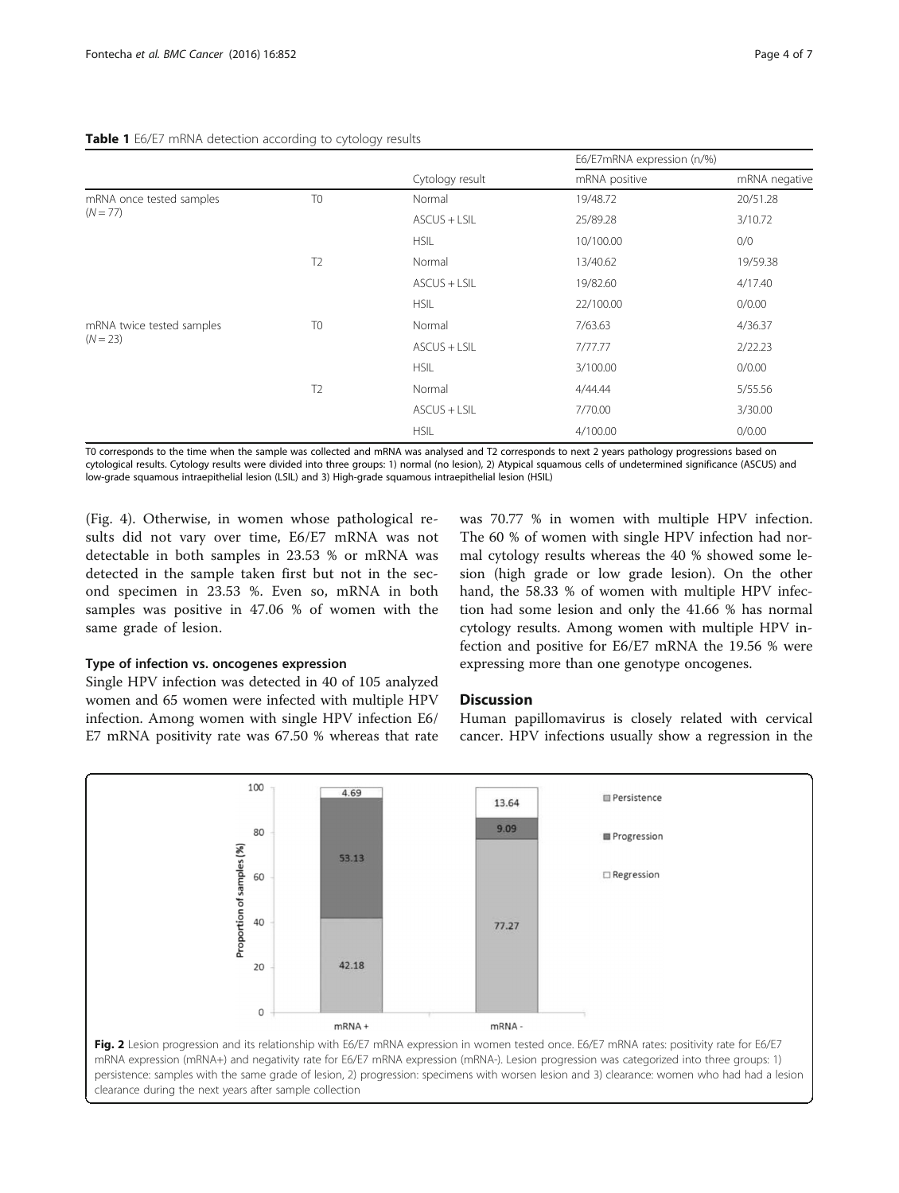**Table 1** E6/E7 mRNA detection according to cytology results

| | | Cytology result | E6/E7mRNA expression (n/%) | |
|---|---|---|---|---|
| | | | mRNA positive | mRNA negative |
| mRNA once tested samples ($N = 77$) | T0 | Normal | 19/48.72 | 20/51.28 |
| | | ASCUS + LSIL | 25/89.28 | 3/10.72 |
| | | HSIL | 10/100.00 | 0/0 |
| | T2 | Normal | 13/40.62 | 19/59.38 |
| | | ASCUS + LSIL | 19/82.60 | 4/17.40 |
| | | HSIL | 22/100.00 | 0/0.00 |
| mRNA twice tested samples ($N = 23$) | T0 | Normal | 7/63.63 | 4/36.37 |
| | | ASCUS + LSIL | 7/77.77 | 2/22.23 |
| | | HSIL | 3/100.00 | 0/0.00 |
| | T2 | Normal | 4/44.44 | 5/55.56 |
| | | ASCUS + LSIL | 7/70.00 | 3/30.00 |
| | | HSIL | 4/100.00 | 0/0.00 |

T0 corresponds to the time when the sample was collected and mRNA was analysed and T2 corresponds to next 2 years pathology progressions based on cytological results. Cytology results were divided into three groups: 1) normal (no lesion), 2) Atypical squamous cells of undetermined significance (ASCUS) and low-grade squamous intraepithelial lesion (LSIL) and 3) High-grade squamous intraepithelial lesion (HSIL)

(Fig. 4). Otherwise, in women whose pathological results did not vary over time, E6/E7 mRNA was not detectable in both samples in 23.53 % or mRNA was detected in the sample taken first but not in the second specimen in 23.53 %. Even so, mRNA in both samples was positive in 47.06 % of women with the same grade of lesion.

### Type of infection vs. oncogenes expression

Single HPV infection was detected in 40 of 105 analyzed women and 65 women were infected with multiple HPV infection. Among women with single HPV infection E6/E7 mRNA positivity rate was 67.50 % whereas that rate was 70.77 % in women with multiple HPV infection. The 60 % of women with single HPV infection had normal cytology results whereas the 40 % showed some lesion (high grade or low grade lesion). On the other hand, the 58.33 % of women with multiple HPV infection had some lesion and only the 41.66 % has normal cytology results. Among women with multiple HPV infection and positive for E6/E7 mRNA the 19.56 % were expressing more than one genotype oncogenes.

## Discussion

Human papillomavirus is closely related with cervical cancer. HPV infections usually show a regression in the

**Fig. 2** Lesion progression and its relationship with E6/E7 mRNA expression in women tested once. E6/E7 mRNA rates: positivity rate for E6/E7 mRNA expression (mRNA+) and negativity rate for E6/E7 mRNA expression (mRNA-). Lesion progression was categorized into three groups: 1) persistence: samples with the same grade of lesion, 2) progression: specimens with worsen lesion and 3) clearance: women who had had a lesion clearance during the next years after sample collection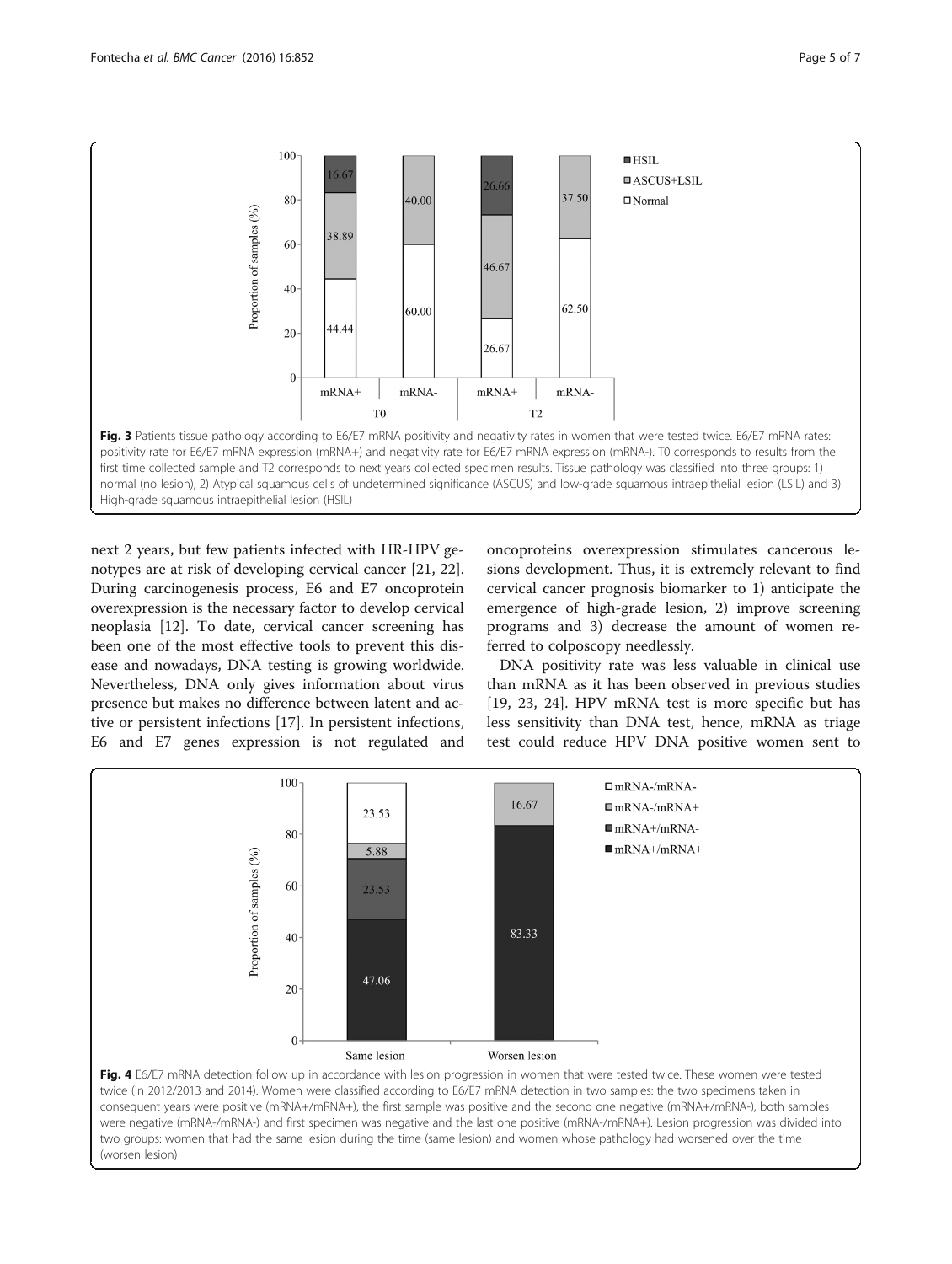**Fig. 3** Patients tissue pathology according to E6/E7 mRNA positivity and negativity rates in women that were tested twice. E6/E7 mRNA rates: positivity rate for E6/E7 mRNA expression (mRNA+) and negativity rate for E6/E7 mRNA expression (mRNA-). T0 corresponds to results from the first time collected sample and T2 corresponds to next years collected specimen results. Tissue pathology was classified into three groups: 1) normal (no lesion), 2) Atypical squamous cells of undetermined significance (ASCUS) and low-grade squamous intraepithelial lesion (LSIL) and 3) High-grade squamous intraepithelial lesion (HSIL)

next 2 years, but few patients infected with HR-HPV genotypes are at risk of developing cervical cancer [21, 22]. During carcinogenesis process, E6 and E7 oncoprotein overexpression is the necessary factor to develop cervical neoplasia [12]. To date, cervical cancer screening has been one of the most effective tools to prevent this disease and nowadays, DNA testing is growing worldwide. Nevertheless, DNA only gives information about virus presence but makes no difference between latent and active or persistent infections [17]. In persistent infections, E6 and E7 genes expression is not regulated and oncoproteins overexpression stimulates cancerous lesions development. Thus, it is extremely relevant to find cervical cancer prognosis biomarker to 1) anticipate the emergence of high-grade lesion, 2) improve screening programs and 3) decrease the amount of women referred to colposcopy needlessly.

DNA positivity rate was less valuable in clinical use than mRNA as it has been observed in previous studies [19, 23, 24]. HPV mRNA test is more specific but has less sensitivity than DNA test, hence, mRNA as triage test could reduce HPV DNA positive women sent to

**Fig. 4** E6/E7 mRNA detection follow up in accordance with lesion progression in women that were tested twice. These women were tested twice (in 2012/2013 and 2014). Women were classified according to E6/E7 mRNA detection in two samples: the two specimens taken in consequent years were positive (mRNA+/mRNA+), the first sample was positive and the second one negative (mRNA+/mRNA-), both samples were negative (mRNA-/mRNA-) and first specimen was negative and the last one positive (mRNA-/mRNA+). Lesion progression was divided into two groups: women that had the same lesion during the time (same lesion) and women whose pathology had worsened over the time (worsen lesion)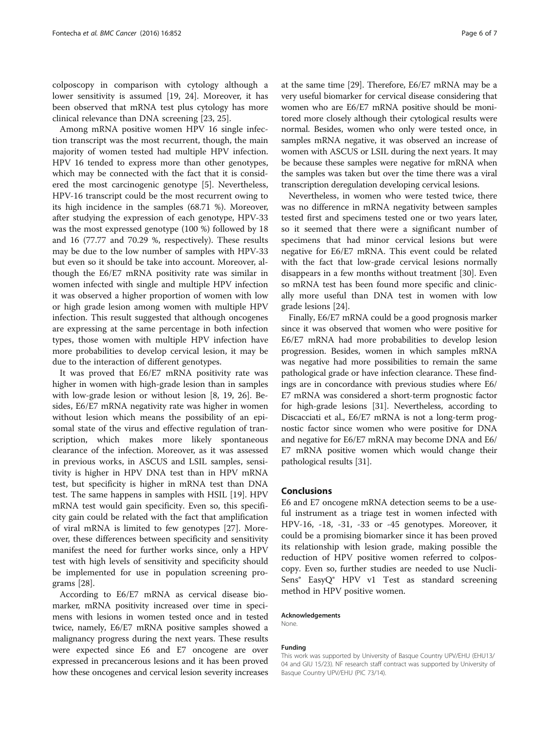colposcopy in comparison with cytology although a lower sensitivity is assumed [19, 24]. Moreover, it has been observed that mRNA test plus cytology has more clinical relevance than DNA screening [23, 25].

Among mRNA positive women HPV 16 single infection transcript was the most recurrent, though, the main majority of women tested had multiple HPV infection. HPV 16 tended to express more than other genotypes, which may be connected with the fact that it is considered the most carcinogenic genotype [5]. Nevertheless, HPV-16 transcript could be the most recurrent owing to its high incidence in the samples (68.71 %). Moreover, after studying the expression of each genotype, HPV-33 was the most expressed genotype (100 %) followed by 18 and 16 (77.77 and 70.29 %, respectively). These results may be due to the low number of samples with HPV-33 but even so it should be take into account. Moreover, although the E6/E7 mRNA positivity rate was similar in women infected with single and multiple HPV infection it was observed a higher proportion of women with low or high grade lesion among women with multiple HPV infection. This result suggested that although oncogenes are expressing at the same percentage in both infection types, those women with multiple HPV infection have more probabilities to develop cervical lesion, it may be due to the interaction of different genotypes.

It was proved that E6/E7 mRNA positivity rate was higher in women with high-grade lesion than in samples with low-grade lesion or without lesion [8, 19, 26]. Besides, E6/E7 mRNA negativity rate was higher in women without lesion which means the possibility of an episomal state of the virus and effective regulation of transcription, which makes more likely spontaneous clearance of the infection. Moreover, as it was assessed in previous works, in ASCUS and LSIL samples, sensitivity is higher in HPV DNA test than in HPV mRNA test, but specificity is higher in mRNA test than DNA test. The same happens in samples with HSIL [19]. HPV mRNA test would gain specificity. Even so, this specificity gain could be related with the fact that amplification of viral mRNA is limited to few genotypes [27]. Moreover, these differences between specificity and sensitivity manifest the need for further works since, only a HPV test with high levels of sensitivity and specificity should be implemented for use in population screening programs [28].

According to E6/E7 mRNA as cervical disease biomarker, mRNA positivity increased over time in specimens with lesions in women tested once and in tested twice, namely, E6/E7 mRNA positive samples showed a malignancy progress during the next years. These results were expected since E6 and E7 oncogene are over expressed in precancerous lesions and it has been proved how these oncogenes and cervical lesion severity increases at the same time [29]. Therefore, E6/E7 mRNA may be a very useful biomarker for cervical disease considering that women who are E6/E7 mRNA positive should be monitored more closely although their cytological results were normal. Besides, women who only were tested once, in samples mRNA negative, it was observed an increase of women with ASCUS or LSIL during the next years. It may be because these samples were negative for mRNA when the samples was taken but over the time there was a viral transcription deregulation developing cervical lesions.

Nevertheless, in women who were tested twice, there was no difference in mRNA negativity between samples tested first and specimens tested one or two years later, so it seemed that there were a significant number of specimens that had minor cervical lesions but were negative for E6/E7 mRNA. This event could be related with the fact that low-grade cervical lesions normally disappears in a few months without treatment [30]. Even so mRNA test has been found more specific and clinically more useful than DNA test in women with low grade lesions [24].

Finally, E6/E7 mRNA could be a good prognosis marker since it was observed that women who were positive for E6/E7 mRNA had more probabilities to develop lesion progression. Besides, women in which samples mRNA was negative had more possibilities to remain the same pathological grade or have infection clearance. These findings are in concordance with previous studies where E6/E7 mRNA was considered a short-term prognostic factor for high-grade lesions [31]. Nevertheless, according to Discacciati et al., E6/E7 mRNA is not a long-term prognostic factor since women who were positive for DNA and negative for E6/E7 mRNA may become DNA and E6/E7 mRNA positive women which would change their pathological results [31].

## Conclusions

E6 and E7 oncogene mRNA detection seems to be a useful instrument as a triage test in women infected with HPV-16, -18, -31, -33 or -45 genotypes. Moreover, it could be a promising biomarker since it has been proved its relationship with lesion grade, making possible the reduction of HPV positive women referred to colposcopy. Even so, further studies are needed to use NucliSens® EasyQ® HPV v1 Test as standard screening method in HPV positive women.

#### Acknowledgements

None.

#### Funding

This work was supported by University of Basque Country UPV/EHU (EHU13/04 and GIU 15/23). NF research staff contract was supported by University of Basque Country UPV/EHU (PIC 73/14).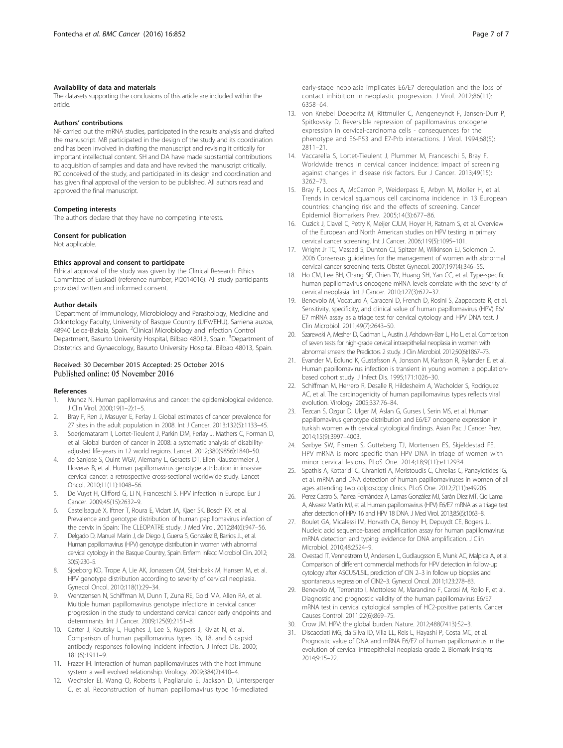#### Availability of data and materials

The datasets supporting the conclusions of this article are included within the article.

#### Authors' contributions

NF carried out the mRNA studies, participated in the results analysis and drafted the manuscript. MB participated in the design of the study and its coordination and has been involved in drafting the manuscript and revising it critically for important intellectual content. SH and DA have made substantial contributions to acquisition of samples and data and have revised the manuscript critically. RC conceived of the study, and participated in its design and coordination and has given final approval of the version to be published. All authors read and approved the final manuscript.

#### Competing interests

The authors declare that they have no competing interests.

#### Consent for publication

Not applicable.

#### Ethics approval and consent to participate

Ethical approval of the study was given by the Clinical Research Ethics Committee of Euskadi (reference number, PI2014016). All study participants provided written and informed consent.

#### Author details

[1]Department of Immunology, Microbiology and Parasitology, Medicine and Odontology Faculty, University of Basque Country (UPV/EHU), Sarriena auzoa, 48940 Leioa-Bizkaia, Spain. [2]Clinical Microbiology and Infection Control Department, Basurto University Hospital, Bilbao 48013, Spain. [3]Department of Obstetrics and Gynaecology, Basurto University Hospital, Bilbao 48013, Spain.

Received: 30 December 2015 Accepted: 25 October 2016
Published online: 05 November 2016

#### References

1. Munoz N. Human papillomavirus and cancer: the epidemiological evidence. J Clin Virol. 2000;19(1–2):1–5.
2. Bray F, Ren J, Masuyer E, Ferlay J. Global estimates of cancer prevalence for 27 sites in the adult population in 2008. Int J Cancer. 2013;132(5):1133–45.
3. Soerjomataram I, Lortet-Tieulent J, Parkin DM, Ferlay J, Mathers C, Forman D, et al. Global burden of cancer in 2008: a systematic analysis of disability-adjusted life-years in 12 world regions. Lancet. 2012;380(9856):1840–50.
4. de Sanjose S, Quint WGV, Alemany L, Geraets DT, Ellen Klaustermeier J, Lloveras B, et al. Human papillomavirus genotype attribution in invasive cervical cancer: a retrospective cross-sectional worldwide study. Lancet Oncol. 2010;11(11):1048–56.
5. De Vuyst H, Clifford G, Li N, Franceschi S. HPV infection in Europe. Eur J Cancer. 2009;45(15):2632–9.
6. Castellsagué X, Iftner T, Roura E, Vidart JA, Kjaer SK, Bosch FX, et al. Prevalence and genotype distribution of human papillomavirus infection of the cervix in Spain: The CLEOPATRE study. J Med Virol. 2012;84(6):947–56.
7. Delgado D, Manuel Marin J, de Diego J, Guerra S, Gonzalez B, Barrios JL, et al. Human papillomavirus (HPV) genotype distribution in women with abnormal cervical cytology in the Basque Country, Spain. Enferm Infecc Microbiol Clin. 2012; 30(5):230–5.
8. Sjoeborg KD, Trope A, Lie AK, Jonassen CM, Steinbakk M, Hansen M, et al. HPV genotype distribution according to severity of cervical neoplasia. Gynecol Oncol. 2010;118(1):29–34.
9. Wentzensen N, Schiffman M, Dunn T, Zuna RE, Gold MA, Allen RA, et al. Multiple human papillomavirus genotype infections in cervical cancer progression in the study to understand cervical cancer early endpoints and determinants. Int J Cancer. 2009;125(9):2151–8.
10. Carter J, Koutsky L, Hughes J, Lee S, Kuypers J, Kiviat N, et al. Comparison of human papillomavirus types 16, 18, and 6 capsid antibody responses following incident infection. J Infect Dis. 2000; 181(6):1911–9.
11. Frazer IH. Interaction of human papillomaviruses with the host immune system: a well evolved relationship. Virology. 2009;384(2):410–4.
12. Wechsler EI, Wang Q, Roberts I, Pagliarulo E, Jackson D, Untersperger C, et al. Reconstruction of human papillomavirus type 16-mediated early-stage neoplasia implicates E6/E7 deregulation and the loss of contact inhibition in neoplastic progression. J Virol. 2012;86(11): 6358–64.
13. von Knebel Doeberitz M, Rittmuller C, Aengeneyndt F, Jansen-Durr P, Spitkovsky D. Reversible repression of papillomavirus oncogene expression in cervical-carcinoma cells - consequences for the phenotype and E6-P53 and E7-Prb interactions. J Virol. 1994;68(5): 2811–21.
14. Vaccarella S, Lortet-Tieulent J, Plummer M, Franceschi S, Bray F. Worldwide trends in cervical cancer incidence: impact of screening against changes in disease risk factors. Eur J Cancer. 2013;49(15): 3262–73.
15. Bray F, Loos A, McCarron P, Weiderpass E, Arbyn M, Moller H, et al. Trends in cervical squamous cell carcinoma incidence in 13 European countries: changing risk and the effects of screening. Cancer Epidemiol Biomarkers Prev. 2005;14(3):677–86.
16. Cuzick J, Clavel C, Petry K, Meijer CJLM, Hoyer H, Ratnam S, et al. Overview of the European and North American studies on HPV testing in primary cervical cancer screening. Int J Cancer. 2006;119(5):1095–101.
17. Wright Jr TC, Massad S, Dunton CJ, Spitzer M, Wilkinson EJ, Solomon D. 2006 Consensus guidelines for the management of women with abnormal cervical cancer screening tests. Obstet Gynecol. 2007;197(4):346–55.
18. Ho CM, Lee BH, Chang SF, Chien TY, Huang SH, Yan CC, et al. Type-specific human papillomavirus oncogene mRNA levels correlate with the severity of cervical neoplasia. Int J Cancer. 2010;127(3):622–32.
19. Benevolo M, Vocaturo A, Caraceni D, French D, Rosini S, Zappacosta R, et al. Sensitivity, specificity, and clinical value of human papillomavirus (HPV) E6/E7 mRNA assay as a triage test for cervical cytology and HPV DNA test. J Clin Microbiol. 2011;49(7):2643–50.
20. Szarewski A, Mesher D, Cadman L, Austin J, Ashdown-Barr L, Ho L, et al. Comparison of seven tests for high-grade cervical intraepithelial neoplasia in women with abnormal smears: the Predictors 2 study. J Clin Microbiol. 2012;50(6):1867–73.
21. Evander M, Edlund K, Gustafsson A, Jonsson M, Karlsson R, Rylander E, et al. Human papillomavirus infection is transient in young women: a population-based cohort study. J Infect Dis. 1995;171:1026–30.
22. Schiffman M, Herrero R, Desalle R, Hildesheim A, Wacholder S, Rodriguez AC, et al. The carcinogenicity of human papillomavirus types reflects viral evolution. Virology. 2005;337:76–84.
23. Tezcan S, Ozgur D, Ulger M, Aslan G, Gurses I, Serin MS, et al. Human papillomavirus genotype distribution and E6/E7 oncogene expression in turkish women with cervical cytological findings. Asian Pac J Cancer Prev. 2014;15(9):3997–4003.
24. Sørbye SW, Fismen S, Gutteberg TJ, Mortensen ES, Skjeldestad FE. HPV mRNA is more specific than HPV DNA in triage of women with minor cervical lesions. PLoS One. 2014;18;9(11):e112934.
25. Spathis A, Kottaridi C, Chranioti A, Meristoudis C, Chrelias C, Panayiotides IG, et al. mRNA and DNA detection of human papillomaviruses in women of all ages attending two colposcopy clinics. PLoS One. 2012;7(11):e49205.
26. Perez Castro S, Iñarrea Fernández A, Lamas González MJ, Sarán Diez MT, Cid Lama A, Alvarez Martín MJ, et al. Human papillomavirus (HPV) E6/E7 mRNA as a triage test after detection of HPV 16 and HPV 18 DNA. J Med Virol. 2013;85(6):1063–8.
27. Boulet GA, Micalessi IM, Horvath CA, Benoy IH, Depuydt CE, Bogers JJ. Nucleic acid sequence-based amplification assay for human papillomavirus mRNA detection and typing: evidence for DNA amplification. J Clin Microbiol. 2010;48:2524–9.
28. Ovestad IT, Vennestrøm U, Andersen L, Gudlaugsson E, Munk AC, Malpica A, et al. Comparison of different commercial methods for HPV detection in follow-up cytology after ASCUS/LSIL, prediction of CIN 2–3 in follow up biopsies and spontaneous regression of CIN2–3. Gynecol Oncol. 2011;123:278–83.
29. Benevolo M, Terrenato I, Mottolese M, Marandino F, Carosi M, Rollo F, et al. Diagnostic and prognostic validity of the human papillomavirus E6/E7 mRNA test in cervical cytological samples of HC2-positive patients. Cancer Causes Control. 2011;22(6):869–75.
30. Crow JM. HPV: the global burden. Nature. 2012;488(7413):S2–3.
31. Discacciati MG, da Silva ID, Villa LL, Reis L, Hayashi P, Costa MC, et al. Prognostic value of DNA and mRNA E6/E7 of human papillomavirus in the evolution of cervical intraepithelial neoplasia grade 2. Biomark Insights. 2014;9:15–22.